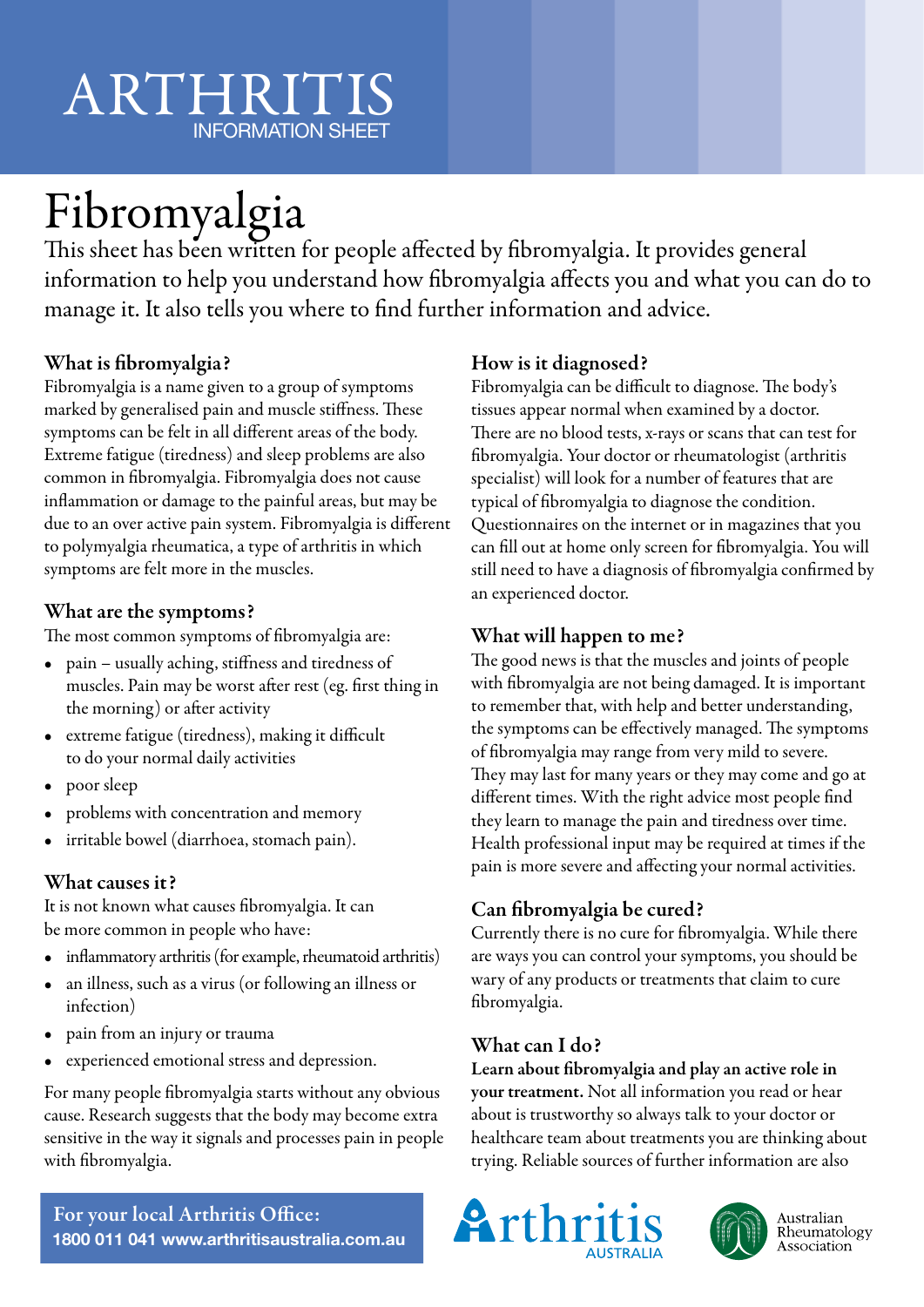# ARTHRITIS

INFORMATION SHEET

# Fibromyalgia

This sheet has been written for people affected by fibromyalgia. It provides general information to help you understand how fibromyalgia affects you and what you can do to manage it. It also tells you where to find further information and advice.

## What is fibromyalgia?

Fibromyalgia is a name given to a group of symptoms marked by generalised pain and muscle stiffness. These symptoms can be felt in all different areas of the body. Extreme fatigue (tiredness) and sleep problems are also common in fibromyalgia. Fibromyalgia does not cause inflammation or damage to the painful areas, but may be due to an over active pain system. Fibromyalgia is different to polymyalgia rheumatica, a type of arthritis in which symptoms are felt more in the muscles.

## What are the symptoms?

The most common symptoms of fibromyalgia are:

- pain – usually aching, stiffness and tiredness of muscles. Pain may be worst after rest (eg. first thing in the morning) or after activity
- extreme fatigue (tiredness), making it difficult to do your normal daily activities
- poor sleep
- problems with concentration and memory
- irritable bowel (diarrhoea, stomach pain).

## What causes it?

It is not known what causes fibromyalgia. It can be more common in people who have:

- inflammatory arthritis (for example, rheumatoid arthritis)
- an illness, such as a virus (or following an illness or infection)
- pain from an injury or trauma
- experienced emotional stress and depression.

For many people fibromyalgia starts without any obvious cause. Research suggests that the body may become extra sensitive in the way it signals and processes pain in people with fibromyalgia.

## How is it diagnosed?

Fibromyalgia can be difficult to diagnose. The body's tissues appear normal when examined by a doctor. There are no blood tests, x-rays or scans that can test for fibromyalgia. Your doctor or rheumatologist (arthritis specialist) will look for a number of features that are typical of fibromyalgia to diagnose the condition. Questionnaires on the internet or in magazines that you can fill out at home only screen for fibromyalgia. You will still need to have a diagnosis of fibromyalgia confirmed by an experienced doctor.

## What will happen to me?

The good news is that the muscles and joints of people with fibromyalgia are not being damaged. It is important to remember that, with help and better understanding, the symptoms can be effectively managed. The symptoms of fibromyalgia may range from very mild to severe. They may last for many years or they may come and go at different times. With the right advice most people find they learn to manage the pain and tiredness over time. Health professional input may be required at times if the pain is more severe and affecting your normal activities.

## Can fibromyalgia be cured?

Currently there is no cure for fibromyalgia. While there are ways you can control your symptoms, you should be wary of any products or treatments that claim to cure fibromyalgia.

## What can I do?

**Learn about fibromyalgia and play an active role in your treatment.** Not all information you read or hear about is trustworthy so always talk to your doctor or healthcare team about treatments you are thinking about trying. Reliable sources of further information are also

**For your local Arthritis Office:**
**1800 011 041 www.arthritisaustralia.com.au**

Arthritis Australia

Australian Rheumatology Association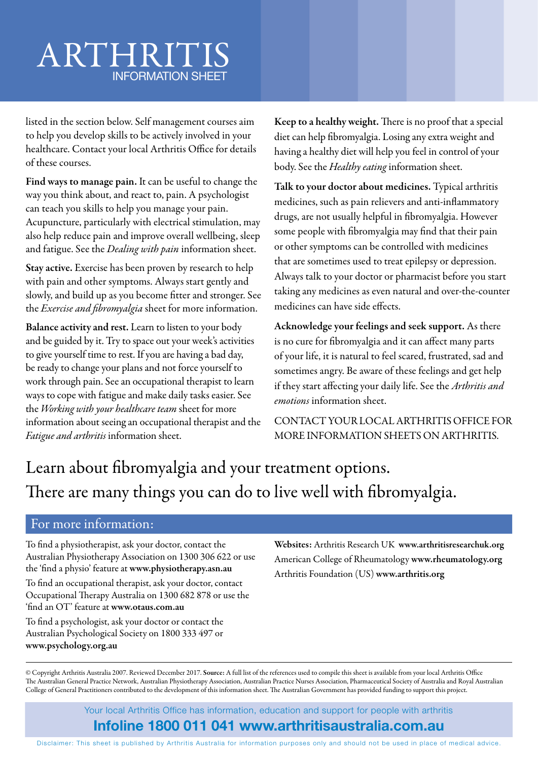listed in the section below. Self management courses aim to help you develop skills to be actively involved in your healthcare. Contact your local Arthritis Office for details of these courses.

**Find ways to manage pain.** It can be useful to change the way you think about, and react to, pain. A psychologist can teach you skills to help you manage your pain. Acupuncture, particularly with electrical stimulation, may also help reduce pain and improve overall wellbeing, sleep and fatigue. See the *Dealing with pain* information sheet.

**Stay active.** Exercise has been proven by research to help with pain and other symptoms. Always start gently and slowly, and build up as you become fitter and stronger. See the *Exercise and fibromyalgia* sheet for more information.

**Balance activity and rest.** Learn to listen to your body and be guided by it. Try to space out your week's activities to give yourself time to rest. If you are having a bad day, be ready to change your plans and not force yourself to work through pain. See an occupational therapist to learn ways to cope with fatigue and make daily tasks easier. See the *Working with your healthcare team* sheet for more information about seeing an occupational therapist and the *Fatigue and arthritis* information sheet.

**Keep to a healthy weight.** There is no proof that a special diet can help fibromyalgia. Losing any extra weight and having a healthy diet will help you feel in control of your body. See the *Healthy eating* information sheet.

**Talk to your doctor about medicines.** Typical arthritis medicines, such as pain relievers and anti-inflammatory drugs, are not usually helpful in fibromyalgia. However some people with fibromyalgia may find that their pain or other symptoms can be controlled with medicines that are sometimes used to treat epilepsy or depression. Always talk to your doctor or pharmacist before you start taking any medicines as even natural and over-the-counter medicines can have side effects.

**Acknowledge your feelings and seek support.** As there is no cure for fibromyalgia and it can affect many parts of your life, it is natural to feel scared, frustrated, sad and sometimes angry. Be aware of these feelings and get help if they start affecting your daily life. See the *Arthritis and emotions* information sheet.

CONTACT YOUR LOCAL ARTHRITIS OFFICE FOR MORE INFORMATION SHEETS ON ARTHRITIS.

## Learn about fibromyalgia and your treatment options. There are many things you can do to live well with fibromyalgia.

## For more information:

To find a physiotherapist, ask your doctor, contact the Australian Physiotherapy Association on 1300 306 622 or use the 'find a physio' feature at **www.physiotherapy.asn.au**

To find an occupational therapist, ask your doctor, contact Occupational Therapy Australia on 1300 682 878 or use the 'find an OT' feature at **www.otaus.com.au**

To find a psychologist, ask your doctor or contact the Australian Psychological Society on 1800 333 497 or **www.psychology.org.au**

**Websites:** Arthritis Research UK **www.arthritisresearchuk.org**
American College of Rheumatology **www.rheumatology.org**
Arthritis Foundation (US) **www.arthritis.org**

© Copyright Arthritis Australia 2007. Reviewed December 2017. **Source:** A full list of the references used to compile this sheet is available from your local Arthritis Office
The Australian General Practice Network, Australian Physiotherapy Association, Australian Practice Nurses Association, Pharmaceutical Society of Australia and Royal Australian College of General Practitioners contributed to the development of this information sheet. The Australian Government has provided funding to support this project.

Your local Arthritis Office has information, education and support for people with arthritis

**Infoline 1800 011 041 www.arthritisaustralia.com.au**

Disclaimer: This sheet is published by Arthritis Australia for information purposes only and should not be used in place of medical advice.